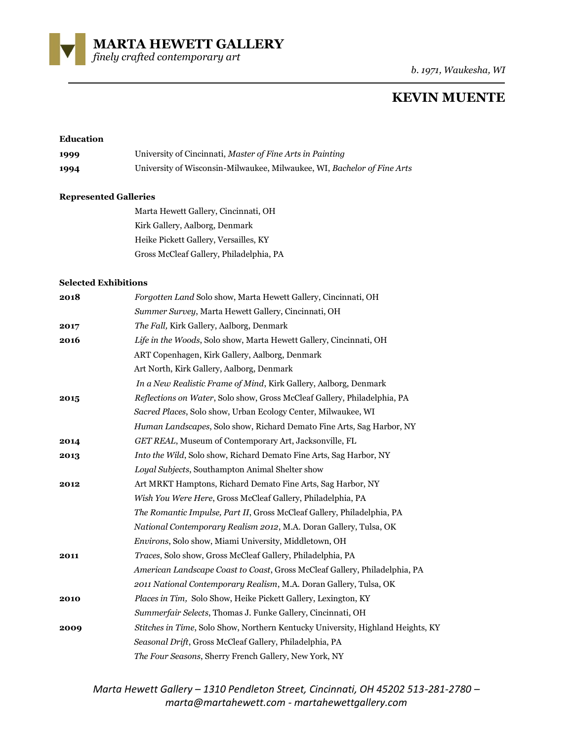# MARTA HEWETT GALLERY

*finely crafted contemporary art*

*b. 1971, Waukesha, WI*

## KEVIN MUENTE

**Education**

| | |
|---|---|
| **1999** | University of Cincinnati, *Master of Fine Arts in Painting* |
| **1994** | University of Wisconsin-Milwaukee, Milwaukee, WI, *Bachelor of Fine Arts* |

**Represented Galleries**

Marta Hewett Gallery, Cincinnati, OH
Kirk Gallery, Aalborg, Denmark
Heike Pickett Gallery, Versailles, KY
Gross McCleaf Gallery, Philadelphia, PA

**Selected Exhibitions**

| | |
|---|---|
| **2018** | *Forgotten Land* Solo show, Marta Hewett Gallery, Cincinnati, OH |
| | *Summer Survey*, Marta Hewett Gallery, Cincinnati, OH |
| **2017** | *The Fall,* Kirk Gallery, Aalborg, Denmark |
| **2016** | *Life in the Woods*, Solo show, Marta Hewett Gallery, Cincinnati, OH |
| | ART Copenhagen, Kirk Gallery, Aalborg, Denmark |
| | Art North, Kirk Gallery, Aalborg, Denmark |
| | *In a New Realistic Frame of Mind*, Kirk Gallery, Aalborg, Denmark |
| **2015** | *Reflections on Water*, Solo show, Gross McCleaf Gallery, Philadelphia, PA |
| | *Sacred Places*, Solo show, Urban Ecology Center, Milwaukee, WI |
| | *Human Landscapes*, Solo show, Richard Demato Fine Arts, Sag Harbor, NY |
| **2014** | *GET REAL*, Museum of Contemporary Art, Jacksonville, FL |
| **2013** | *Into the Wild*, Solo show, Richard Demato Fine Arts, Sag Harbor, NY |
| | *Loyal Subjects*, Southampton Animal Shelter show |
| **2012** | Art MRKT Hamptons, Richard Demato Fine Arts, Sag Harbor, NY |
| | *Wish You Were Here*, Gross McCleaf Gallery, Philadelphia, PA |
| | *The Romantic Impulse, Part II*, Gross McCleaf Gallery, Philadelphia, PA |
| | *National Contemporary Realism 2012*, M.A. Doran Gallery, Tulsa, OK |
| | *Environs*, Solo show, Miami University, Middletown, OH |
| **2011** | *Traces*, Solo show, Gross McCleaf Gallery, Philadelphia, PA |
| | *American Landscape Coast to Coast*, Gross McCleaf Gallery, Philadelphia, PA |
| | *2011 National Contemporary Realism*, M.A. Doran Gallery, Tulsa, OK |
| **2010** | *Places in Tim,* Solo Show, Heike Pickett Gallery, Lexington, KY |
| | *Summerfair Selects*, Thomas J. Funke Gallery, Cincinnati, OH |
| **2009** | *Stitches in Time*, Solo Show, Northern Kentucky University, Highland Heights, KY |
| | *Seasonal Drift*, Gross McCleaf Gallery, Philadelphia, PA |
| | *The Four Seasons*, Sherry French Gallery, New York, NY |

*Marta Hewett Gallery – 1310 Pendleton Street, Cincinnati, OH 45202 513-281-2780 – marta@martahewett.com - martahewettgallery.com*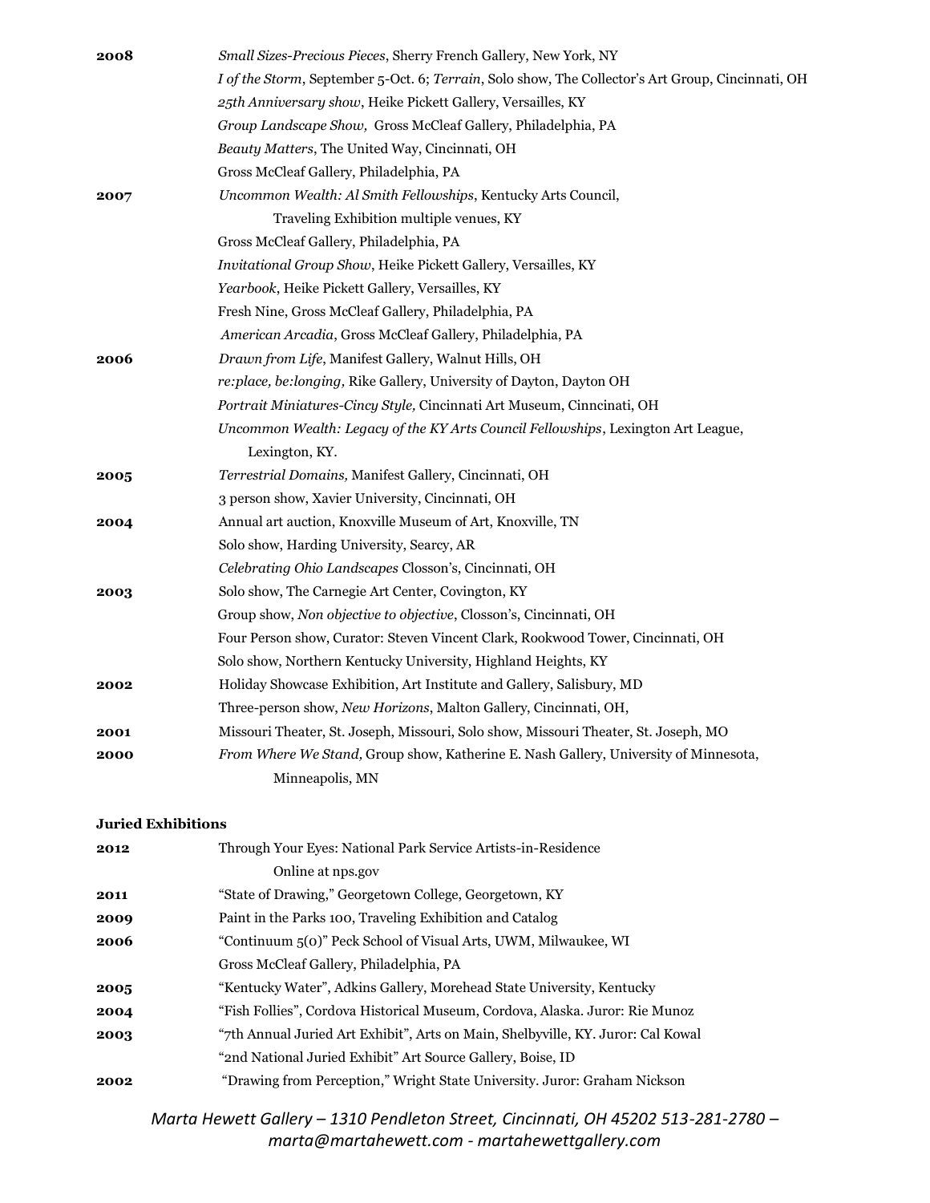**2008** *Small Sizes-Precious Pieces*, Sherry French Gallery, New York, NY

*I of the Storm*, September 5-Oct. 6; *Terrain*, Solo show, The Collector's Art Group, Cincinnati, OH

*25th Anniversary show*, Heike Pickett Gallery, Versailles, KY

*Group Landscape Show,* Gross McCleaf Gallery, Philadelphia, PA

*Beauty Matters*, The United Way, Cincinnati, OH

Gross McCleaf Gallery, Philadelphia, PA

**2007** *Uncommon Wealth: Al Smith Fellowships*, Kentucky Arts Council, Traveling Exhibition multiple venues, KY

Gross McCleaf Gallery, Philadelphia, PA

*Invitational Group Show*, Heike Pickett Gallery, Versailles, KY

*Yearbook*, Heike Pickett Gallery, Versailles, KY

Fresh Nine, Gross McCleaf Gallery, Philadelphia, PA

*American Arcadia*, Gross McCleaf Gallery, Philadelphia, PA

**2006** *Drawn from Life*, Manifest Gallery, Walnut Hills, OH

*re:place, be:longing,* Rike Gallery, University of Dayton, Dayton OH

*Portrait Miniatures-Cincy Style,* Cincinnati Art Museum, Cinncinati, OH

*Uncommon Wealth: Legacy of the KY Arts Council Fellowships*, Lexington Art League, Lexington, KY.

**2005** *Terrestrial Domains,* Manifest Gallery, Cincinnati, OH

3 person show, Xavier University, Cincinnati, OH

**2004** Annual art auction, Knoxville Museum of Art, Knoxville, TN

Solo show, Harding University, Searcy, AR

*Celebrating Ohio Landscapes* Closson's, Cincinnati, OH

**2003** Solo show, The Carnegie Art Center, Covington, KY

Group show, *Non objective to objective*, Closson's, Cincinnati, OH

Four Person show, Curator: Steven Vincent Clark, Rookwood Tower, Cincinnati, OH

Solo show, Northern Kentucky University, Highland Heights, KY

**2002** Holiday Showcase Exhibition, Art Institute and Gallery, Salisbury, MD

Three-person show, *New Horizons*, Malton Gallery, Cincinnati, OH,

**2001** Missouri Theater, St. Joseph, Missouri, Solo show, Missouri Theater, St. Joseph, MO

**2000** *From Where We Stand,* Group show, Katherine E. Nash Gallery, University of Minnesota, Minneapolis, MN

**Juried Exhibitions**

**2012** Through Your Eyes: National Park Service Artists-in-Residence Online at nps.gov

**2011** "State of Drawing," Georgetown College, Georgetown, KY

**2009** Paint in the Parks 100, Traveling Exhibition and Catalog

**2006** "Continuum 5(0)" Peck School of Visual Arts, UWM, Milwaukee, WI

Gross McCleaf Gallery, Philadelphia, PA

**2005** "Kentucky Water", Adkins Gallery, Morehead State University, Kentucky

**2004** "Fish Follies", Cordova Historical Museum, Cordova, Alaska. Juror: Rie Munoz

**2003** "7th Annual Juried Art Exhibit", Arts on Main, Shelbyville, KY. Juror: Cal Kowal

"2nd National Juried Exhibit" Art Source Gallery, Boise, ID

**2002** "Drawing from Perception," Wright State University. Juror: Graham Nickson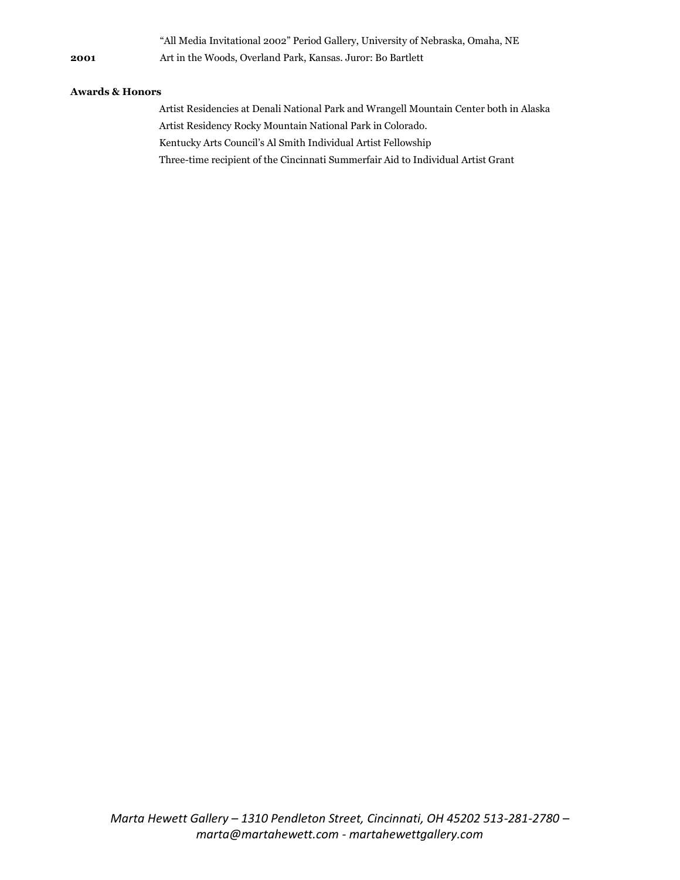"All Media Invitational 2002" Period Gallery, University of Nebraska, Omaha, NE

**2001** Art in the Woods, Overland Park, Kansas. Juror: Bo Bartlett

**Awards & Honors**

Artist Residencies at Denali National Park and Wrangell Mountain Center both in Alaska

Artist Residency Rocky Mountain National Park in Colorado.

Kentucky Arts Council's Al Smith Individual Artist Fellowship

Three-time recipient of the Cincinnati Summerfair Aid to Individual Artist Grant